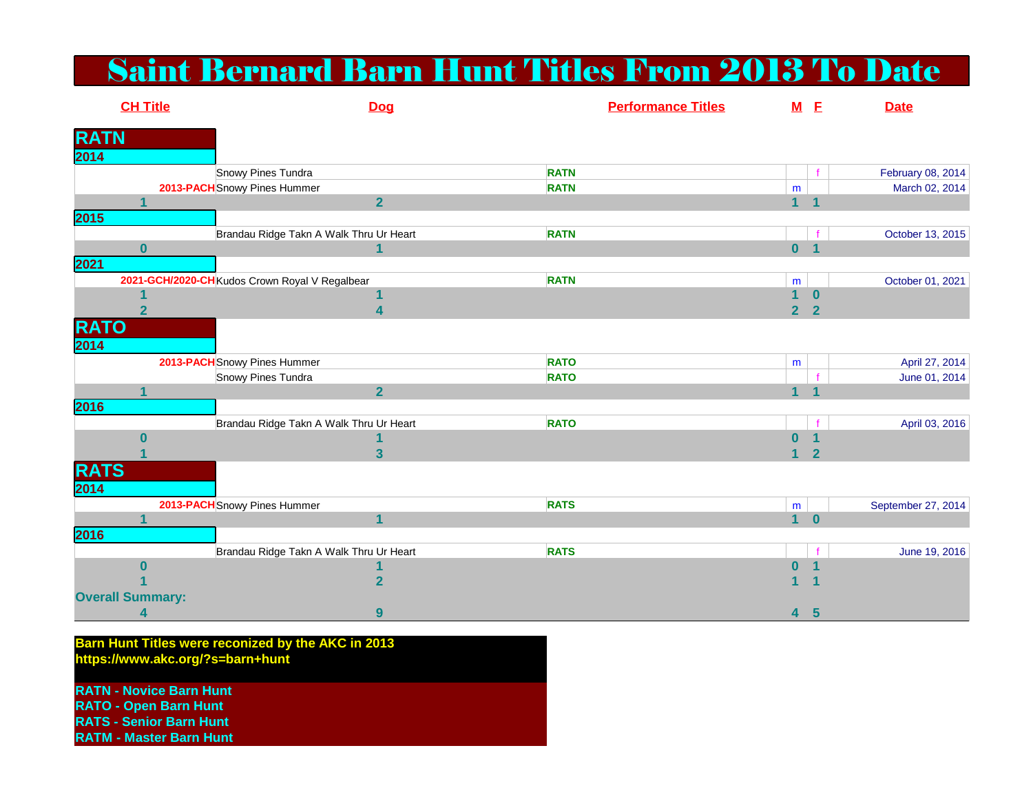# Saint Bernard Barn Hunt Titles From 2013 To Date

| CH Title | Dog | Performance Titles | M | F | Date |
|---|---|---|---|---|---|
| **RATN** | | | | | |
| **2014** | | | | | |
| | Snowy Pines Tundra | RATN | | f | February 08, 2014 |
| 2013-PACH | Snowy Pines Hummer | RATN | m | | March 02, 2014 |
| 1 | 2 | | 1 | 1 | |
| **2015** | | | | | |
| | Brandau Ridge Takn A Walk Thru Ur Heart | RATN | | f | October 13, 2015 |
| 0 | 1 | | 0 | 1 | |
| **2021** | | | | | |
| 2021-GCH/2020-CH | Kudos Crown Royal V Regalbear | RATN | m | | October 01, 2021 |
| 1 | 1 | | 1 | 0 | |
| 2 | 4 | | 2 | 2 | |
| **RATO** | | | | | |
| **2014** | | | | | |
| 2013-PACH | Snowy Pines Hummer | RATO | m | | April 27, 2014 |
| | Snowy Pines Tundra | RATO | | f | June 01, 2014 |
| 1 | 2 | | 1 | 1 | |
| **2016** | | | | | |
| | Brandau Ridge Takn A Walk Thru Ur Heart | RATO | | f | April 03, 2016 |
| 0 | 1 | | 0 | 1 | |
| 1 | 3 | | 1 | 2 | |
| **RATS** | | | | | |
| **2014** | | | | | |
| 2013-PACH | Snowy Pines Hummer | RATS | m | | September 27, 2014 |
| 1 | 1 | | 1 | 0 | |
| **2016** | | | | | |
| | Brandau Ridge Takn A Walk Thru Ur Heart | RATS | | f | June 19, 2016 |
| 0 | 1 | | 0 | 1 | |
| 1 | 2 | | 1 | 1 | |
| **Overall Summary:** | | | | | |
| 4 | 9 | | 4 | 5 | |

**Barn Hunt Titles were reconized by the AKC in 2013**
**https://www.akc.org/?s=barn+hunt**

**RATN - Novice Barn Hunt**
**RATO - Open Barn Hunt**
**RATS - Senior Barn Hunt**
**RATM - Master Barn Hunt**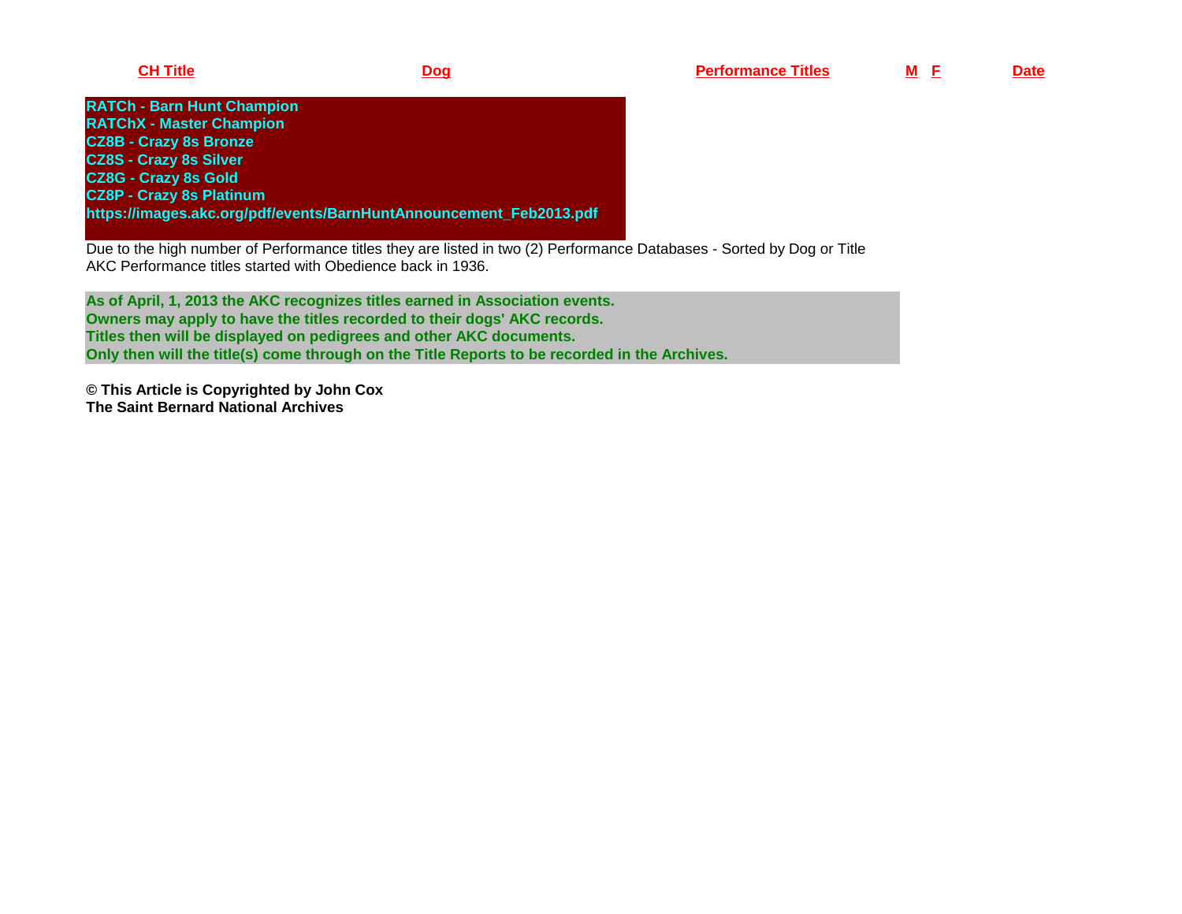| CH Title | Dog | Performance Titles | M | F | Date |
|---|---|---|---|---|---|

**RATCh - Barn Hunt Champion**
**RATChX - Master Champion**
**CZ8B - Crazy 8s Bronze**
**CZ8S - Crazy 8s Silver**
**CZ8G - Crazy 8s Gold**
**CZ8P - Crazy 8s Platinum**
**https://images.akc.org/pdf/events/BarnHuntAnnouncement_Feb2013.pdf**

Due to the high number of Performance titles they are listed in two (2) Performance Databases - Sorted by Dog or Title
AKC Performance titles started with Obedience back in 1936.

**As of April, 1, 2013 the AKC recognizes titles earned in Association events.**
**Owners may apply to have the titles recorded to their dogs' AKC records.**
**Titles then will be displayed on pedigrees and other AKC documents.**
**Only then will the title(s) come through on the Title Reports to be recorded in the Archives.**

**© This Article is Copyrighted by John Cox**
**The Saint Bernard National Archives**